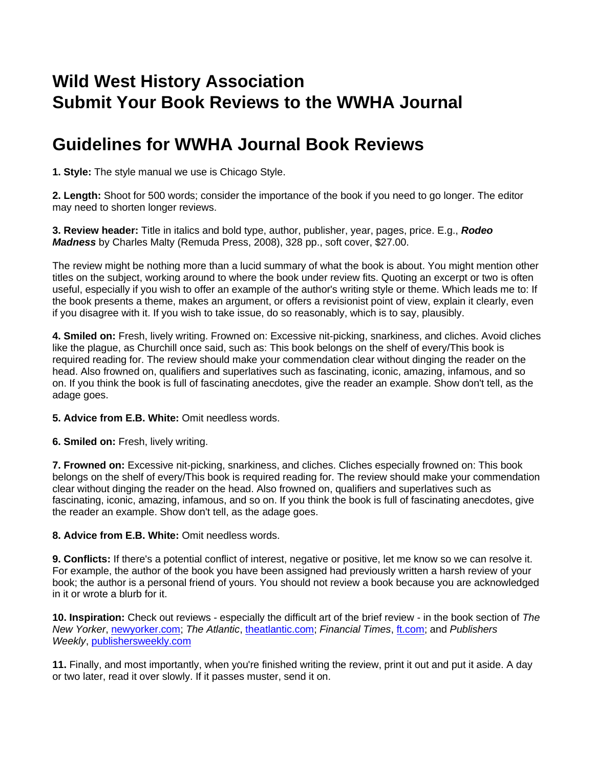# Wild West History Association
# Submit Your Book Reviews to the WWHA Journal

## Guidelines for WWHA Journal Book Reviews

**1. Style:** The style manual we use is Chicago Style.

**2. Length:** Shoot for 500 words; consider the importance of the book if you need to go longer. The editor may need to shorten longer reviews.

**3. Review header:** Title in italics and bold type, author, publisher, year, pages, price. E.g., ***Rodeo Madness*** by Charles Malty (Remuda Press, 2008), 328 pp., soft cover, $27.00.

The review might be nothing more than a lucid summary of what the book is about. You might mention other titles on the subject, working around to where the book under review fits. Quoting an excerpt or two is often useful, especially if you wish to offer an example of the author's writing style or theme. Which leads me to: If the book presents a theme, makes an argument, or offers a revisionist point of view, explain it clearly, even if you disagree with it. If you wish to take issue, do so reasonably, which is to say, plausibly.

**4. Smiled on:** Fresh, lively writing. Frowned on: Excessive nit-picking, snarkiness, and cliches. Avoid cliches like the plague, as Churchill once said, such as: This book belongs on the shelf of every/This book is required reading for. The review should make your commendation clear without dinging the reader on the head. Also frowned on, qualifiers and superlatives such as fascinating, iconic, amazing, infamous, and so on. If you think the book is full of fascinating anecdotes, give the reader an example. Show don't tell, as the adage goes.

**5. Advice from E.B. White:** Omit needless words.

**6. Smiled on:** Fresh, lively writing.

**7. Frowned on:** Excessive nit-picking, snarkiness, and cliches. Cliches especially frowned on: This book belongs on the shelf of every/This book is required reading for. The review should make your commendation clear without dinging the reader on the head. Also frowned on, qualifiers and superlatives such as fascinating, iconic, amazing, infamous, and so on. If you think the book is full of fascinating anecdotes, give the reader an example. Show don't tell, as the adage goes.

**8. Advice from E.B. White:** Omit needless words.

**9. Conflicts:** If there's a potential conflict of interest, negative or positive, let me know so we can resolve it. For example, the author of the book you have been assigned had previously written a harsh review of your book; the author is a personal friend of yours. You should not review a book because you are acknowledged in it or wrote a blurb for it.

**10. Inspiration:** Check out reviews - especially the difficult art of the brief review - in the book section of *The New Yorker*, [newyorker.com](newyorker.com); *The Atlantic*, [theatlantic.com](theatlantic.com); *Financial Times*, [ft.com](ft.com); and *Publishers Weekly*, [publishersweekly.com](publishersweekly.com)

**11.** Finally, and most importantly, when you're finished writing the review, print it out and put it aside. A day or two later, read it over slowly. If it passes muster, send it on.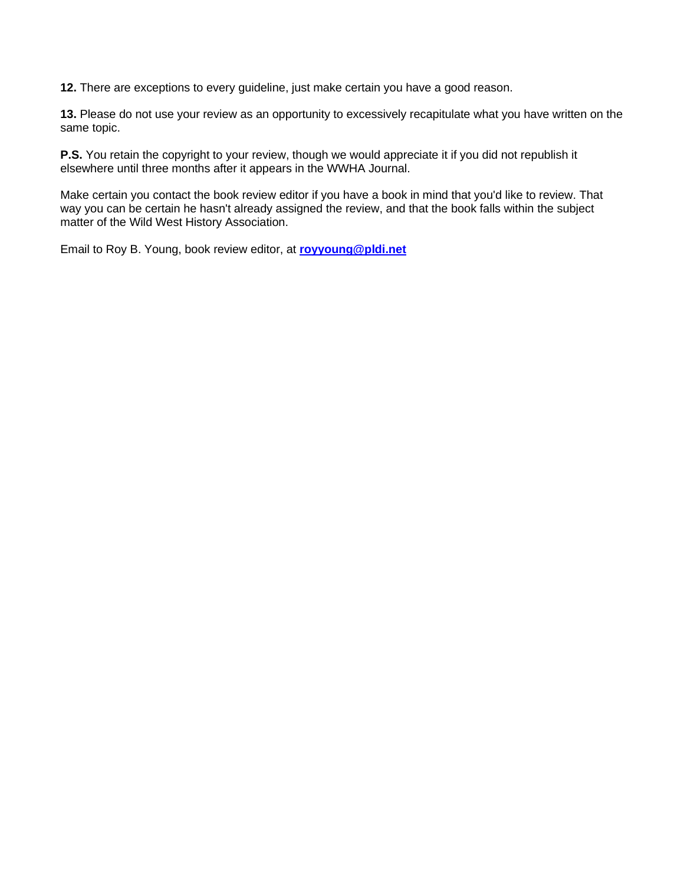**12.** There are exceptions to every guideline, just make certain you have a good reason.

**13.** Please do not use your review as an opportunity to excessively recapitulate what you have written on the same topic.

**P.S.** You retain the copyright to your review, though we would appreciate it if you did not republish it elsewhere until three months after it appears in the WWHA Journal.

Make certain you contact the book review editor if you have a book in mind that you'd like to review. That way you can be certain he hasn't already assigned the review, and that the book falls within the subject matter of the Wild West History Association.

Email to Roy B. Young, book review editor, at **royyoung@pldi.net**